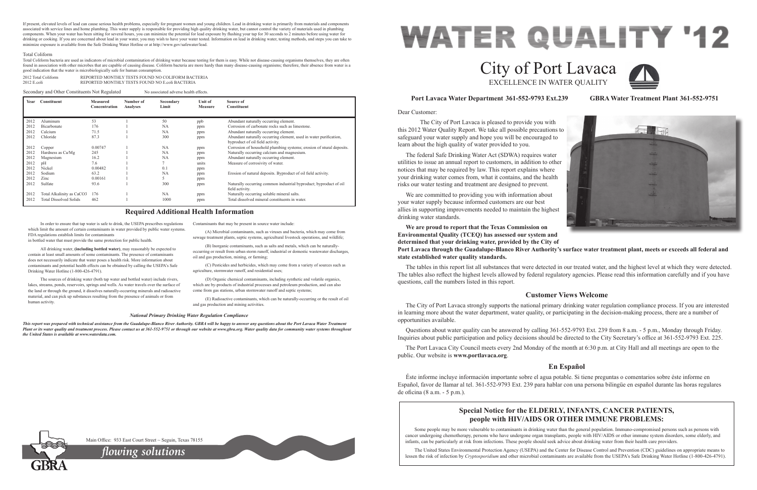If present, elevated levels of lead can cause serious health problems, especially for pregnant women and young children. Lead in drinking water is primarily from materials and components associated with service lines and home plumbing. This water supply is responsible for providing high quality drinking water, but cannot control the variety of materials used in plumbing components. When your water has been sitting for several hours, you can minimize the potential for lead exposure by flushing your tap for 30 seconds to 2 minutes before using water for drinking or cooking. If you are concerned about lead in your water, you may wish to have your water tested. Information on lead in drinking water, testing methods, and steps you can take to minimize exposure is available from the Safe Drinking Water Hotline or at http://www.gov/safewater/lead.

### Total Coliform

Total Coliform bacteria are used as indicators of microbial contamination of drinking water because testing for them is easy. While not disease-causing organisms themselves, they are often found in association with other microbes that are capable of causing disease. Coliform bacteria are more hardy than many disease-causing organisms; therefore, their absence from water is a good indication that the water is microbiologically safe for human consumption.

2012 Total Coliform — REPORTED MONTHLY TESTS FOUND NO COLIFORM BACTERIA
2012 E.coli — REPORTED MONTHLY TESTS FOUND NO E.coli BACTERIA

Secondary and Other Constituents Not Regulated — No associated adverse health effects.

| Year | Constituent | Measured Concentration | Number of Analyses | Secondary Limit | Unit of Measure | Source of Constituent |
|---|---|---|---|---|---|---|
| 2012 | Aluminum | 53 | 1 | 50 | ppb | Abundant naturally occurring element. |
| 2012 | Bicarbonate | 176 | 1 | NA | ppm | Corrosion of carbonate rocks such as limestone. |
| 2012 | Calcium | 71.5 | 1 | NA | ppm | Abundant naturally occurring element. |
| 2012 | Chloride | 87.3 | 1 | 300 | ppm | Abundant naturally occurring element, used in water purification, byproduct of oil field activity. |
| 2012 | Copper | 0.00747 | 1 | NA | ppm | Corrosion of household plumbing systems; erosion of ntural deposits. |
| 2012 | Hardness as Ca/Mg | 245 | 1 | NA | ppm | Naturally occurring calcium and magnesium. |
| 2012 | Magnesium | 16.2 | 1 | NA | ppm | Abundant naturally occurring element. |
| 2012 | pH | 7.6 | 1 | 7 | units | Measure of corrosivity of water. |
| 2012 | Nickel | 0.00482 | 1 | 0.1 | ppm | |
| 2012 | Sodium | 63.2 | 1 | NA | ppm | Erosion of natural deposits. Byproduct of oil field activity. |
| 2012 | Zinc | 0.00161 | 1 | 5 | ppm | |
| 2012 | Sulfate | 93.6 | 1 | 300 | ppm | Naturally occurring common industrial byproduct; byproduct of oil field activity. |
| 2012 | Total Alkalinity as CaCO3 | 176 | 1 | NA | ppm | Naturally occurring soluble mineral salts. |
| 2012 | Total Dissolved Solids | 462 | 1 | 1000 | ppm | Total dissolved mineral constituents in water. |

## Required Additional Health Information

In order to ensure that tap water is safe to drink, the USEPA prescribes regulations which limit the amount of certain contaminants in water provided by public water systems. FDA regulations establish limits for contaminants in bottled water that must provide the same protection for public health.

All drinking water, **(including bottled water)**, may reasonably be expected to contain at least small amounts of some contaminants. The presence of contaminants does not necessarily indicate that water poses a health risk. More information about contaminants and potential health effects can be obtained by calling the USEPA's Safe Drinking Water Hotline (1-800-426-4791).

The sources of drinking water (both tap water and bottled water) include rivers, lakes, streams, ponds, reservoirs, springs and wells. As water travels over the surface of the land or through the ground, it dissolves naturally-occurring minerals and radioactive material, and can pick up substances resulting from the presence of animals or from human activity.

Contaminants that may be present in source water include:

(A) Microbial contaminants, such as viruses and bacteria, which may come from sewage treatment plants, septic systems, agricultural livestock operations, and wildlife;

(B) Inorganic contaminants, such as salts and metals, which can be naturally-occurring or result from urban storm runoff, industrial or domestic wastewater discharges, oil and gas production, mining, or farming;

(C) Pesticides and herbicides, which may come from a variety of sources such as agriculture, stormwater runoff, and residential uses;

(D) Organic chemical contaminants, including synthetic and volatile organics, which are by-products of industrial processes and petroleum production, and can also come from gas stations, urban stormwater runoff and septic systems;

(E) Radioactive contaminants, which can be naturally-occurring or the result of oil and gas production and mining activities.

*National Primary Drinking Water Regulation Compliance*

***This report was prepared with technical assistance from the Guadalupe-Blanco River Authority. GBRA will be happy to answer any questions about the Port Lavaca Water Treatment Plant or its water quality and treatment process. Please contact us at 361-552-9751 or through our website at www.gbra.org. Water quality data for community water systems throughout the United States is available at www.waterdata.com.***

GBRA

Main Office: 933 East Court Street ~ Seguin, Texas 78155

*flowing solutions*

# WATER QUALITY '12

# City of Port Lavaca

EXCELLENCE IN WATER QUALITY

**Port Lavaca Water Department 361-552-9793 Ext.239** **GBRA Water Treatment Plant 361-552-9751**

Dear Customer:

The City of Port Lavaca is pleased to provide you with this 2012 Water Quality Report. We take all possible precautions to safeguard your water supply and hope you will be encouraged to learn about the high quality of water provided to you.

The federal Safe Drinking Water Act (SDWA) requires water utilities to issue an annual report to customers, in addition to other notices that may be required by law. This report explains where your drinking water comes from, what it contains, and the health risks our water testing and treatment are designed to prevent.

We are committed to providing you with information about your water supply because informed customers are our best allies in supporting improvements needed to maintain the highest drinking water standards.

**We are proud to report that the Texas Commission on Environmental Quality (TCEQ) has assessed our system and determined that your drinking water, provided by the City of Port Lavaca through the Guadalupe-Blanco River Authority's surface water treatment plant, meets or exceeds all federal and state established water quality standards.**

The tables in this report list all substances that were detected in our treated water, and the highest level at which they were detected. The tables also reflect the highest levels allowed by federal regulatory agencies. Please read this information carefully and if you have questions, call the numbers listed in this report.

## Customer Views Welcome

The City of Port Lavaca strongly supports the national primary drinking water regulation compliance process. If you are interested in learning more about the water department, water quality, or participating in the decision-making process, there are a number of opportunities available.

Questions about water quality can be answered by calling 361-552-9793 Ext. 239 from 8 a.m. - 5 p.m., Monday through Friday. Inquiries about public participation and policy decisions should be directed to the City Secretary's office at 361-552-9793 Ext. 225.

The Port Lavaca City Council meets every 2nd Monday of the month at 6:30 p.m. at City Hall and all meetings are open to the public. Our website is **www.portlavaca.org**.

## En Español

Éste informe incluye información importante sobre el agua potable. Si tiene preguntas o comentarios sobre éste informe en Español, favor de llamar al tel. 361-552-9793 Ext. 239 para hablar con una persona bilingüe en español durante las horas regulares de oficina (8 a.m. - 5 p.m.).

### Special Notice for the ELDERLY, INFANTS, CANCER PATIENTS, people with HIV/AIDS OR OTHER IMMUNE PROBLEMS:

Some people may be more vulnerable to contaminants in drinking water than the general population. Immuno-compromised persons such as persons with cancer undergoing chemotherapy, persons who have undergone organ transplants, people with HIV/AIDS or other immune system disorders, some elderly, and infants, can be particularly at risk from infections. These people should seek advice about drinking water from their health care providers.

The United States Environmental Protection Agency (USEPA) and the Center for Disease Control and Prevention (CDC) guidelines on appropriate means to lessen the risk of infection by *Cryptosporidium* and other microbial contaminants are available from the USEPA's Safe Drinking Water Hotline (1-800-426-4791).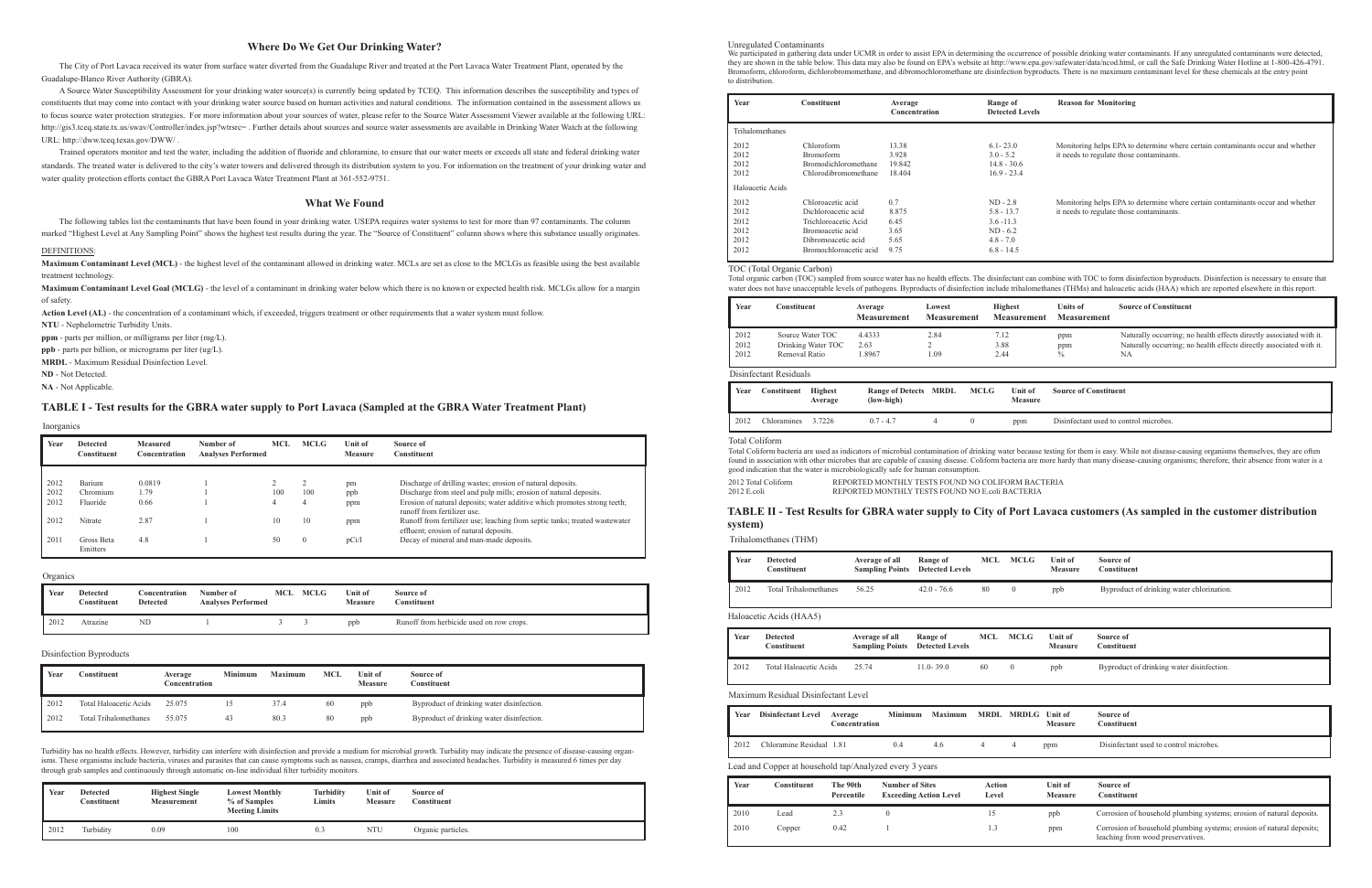## Where Do We Get Our Drinking Water?

The City of Port Lavaca received its water from surface water diverted from the Guadalupe River and treated at the Port Lavaca Water Treatment Plant, operated by the Guadalupe-Blanco River Authority (GBRA).

A Source Water Susceptibility Assessment for your drinking water source(s) is currently being updated by TCEQ. This information describes the susceptibility and types of constituents that may come into contact with your drinking water source based on human activities and natural conditions. The information contained in the assessment allows us to focus source water protection strategies. For more information about your sources of water, please refer to the Source Water Assessment Viewer available at the following URL: http://gis3.tceq.state.tx.us/swav/Controller/index.jsp?wtrsrc= . Further details about sources and source water assessments are available in Drinking Water Watch at the following URL: http://dww.tceq.texas.gov/DWW/ .

Trained operators monitor and test the water, including the addition of fluoride and chloramine, to ensure that our water meets or exceeds all state and federal drinking water standards. The treated water is delivered to the city's water towers and delivered through its distribution system to you. For information on the treatment of your drinking water and water quality protection efforts contact the GBRA Port Lavaca Water Treatment Plant at 361-552-9751.

## What We Found

The following tables list the contaminants that have been found in your drinking water. USEPA requires water systems to test for more than 97 contaminants. The column marked "Highest Level at Any Sampling Point" shows the highest test results during the year. The "Source of Constituent" column shows where this substance usually originates.

DEFINITIONS:

**Maximum Contaminant Level (MCL)** - the highest level of the contaminant allowed in drinking water. MCLs are set as close to the MCLGs as feasible using the best available treatment technology.

**Maximum Contaminant Level Goal (MCLG)** - the level of a contaminant in drinking water below which there is no known or expected health risk. MCLGs allow for a margin of safety.

**Action Level (AL)** - the concentration of a contaminant which, if exceeded, triggers treatment or other requirements that a water system must follow.

**NTU** - Nephelometric Turbidity Units.

**ppm** - parts per million, or milligrams per liter (mg/L).

**ppb** - parts per billion, or micrograms per liter (ug/L).

**MRDL** - Maximum Residual Disinfection Level.

**ND** - Not Detected.

**NA** - Not Applicable.

### TABLE I - Test results for the GBRA water supply to Port Lavaca (Sampled at the GBRA Water Treatment Plant)

Inorganics

| Year | Detected Constituent | Measured Concentration | Number of Analyses Performed | MCL | MCLG | Unit of Measure | Source of Constituent |
|---|---|---|---|---|---|---|---|
| 2012 | Barium | 0.0819 | 1 | 2 | 2 | pm | Discharge of drilling wastes; erosion of natural deposits. |
| 2012 | Chromium | 1.79 | 1 | 100 | 100 | ppb | Discharge from steel and pulp mills; erosion of natural deposits. |
| 2012 | Fluoride | 0.66 | 1 | 4 | 4 | ppm | Erosion of natural deposits; water additive which promotes strong teeth; runoff from fertilizer use. |
| 2012 | Nitrate | 2.87 | 1 | 10 | 10 | ppm | Runoff from fertilizer use; leaching from septic tanks; treated wastewater effluent; erosion of natural deposits. |
| 2011 | Gross Beta Emitters | 4.8 | 1 | 50 | 0 | pCi/l | Decay of mineral and man-made deposits. |

Organics

| Year | Detected Constituent | Concentration Detected | Number of Analyses Performed | MCL | MCLG | Unit of Measure | Source of Constituent |
|---|---|---|---|---|---|---|---|
| 2012 | Atrazine | ND | 1 | 3 | 3 | ppb | Runoff from herbicide used on row crops. |

Disinfection Byproducts

| Year | Constituent | Average Concentration | Minimum | Maximum | MCL | Unit of Measure | Source of Constituent |
|---|---|---|---|---|---|---|---|
| 2012 | Total Haloacetic Acids | 25.075 | 15 | 37.4 | 60 | ppb | Byproduct of drinking water disinfection. |
| 2012 | Total Trihalomethanes | 55.075 | 43 | 80.3 | 80 | ppb | Byproduct of drinking water disinfection. |

Turbidity has no health effects. However, turbidity can interfere with disinfection and provide a medium for microbial growth. Turbidity may indicate the presence of disease-causing organisms. These organisms include bacteria, viruses and parasites that can cause symptoms such as nausea, cramps, diarrhea and associated headaches. Turbidity is measured 6 times per day through grab samples and continuously through automatic on-line individual filter turbidity monitors.

| Year | Detected Constituent | Highest Single Measurement | Lowest Monthly % of Samples Meeting Limits | Turbidity Limits | Unit of Measure | Source of Constituent |
|---|---|---|---|---|---|---|
| 2012 | Turbidity | 0.09 | 100 | 0.3 | NTU | Organic particles. |

Unregulated Contaminants

We participated in gathering data under UCMR in order to assist EPA in determining the occurrence of possible drinking water contaminants. If any unregulated contaminants were detected, they are shown in the table below. This data may also be found on EPA's website at http://www.epa.gov/safewater/data/ncod.html, or call the Safe Drinking Water Hotline at 1-800-426-4791. Bromoform, chloroform, dichlorobromomethane, and dibromochloromethane are disinfection byproducts. There is no maximum contaminant level for these chemicals at the entry point to distribution.

| Year | Constituent | Average Concentration | Range of Detected Levels | Reason for Monitoring |
|---|---|---|---|---|
| Trihalomethanes | | | | |
| 2012 | Chloroform | 13.38 | 6.1- 23.0 | Monitoring helps EPA to determine where certain contaminants occur and whether it needs to regulate those contaminants. |
| 2012 | Bromoform | 3.928 | 3.0 - 5.2 | |
| 2012 | Bromodichloromethane | 19.842 | 14.8 - 30.6 | |
| 2012 | Chlorodibromomethane | 18.404 | 16.9 - 23.4 | |
| Haloacetic Acids | | | | |
| 2012 | Chloroacetic acid | 0.7 | ND - 2.8 | Monitoring helps EPA to determine where certain contaminants occur and whether it needs to regulate those contaminants. |
| 2012 | Dichloroacetic acid | 8.875 | 5.8 - 13.7 | |
| 2012 | Trichloroacetic Acid | 6.45 | 3.6 -11.3 | |
| 2012 | Bromoacetic acid | 3.65 | ND - 6.2 | |
| 2012 | Dibromoacetic acid | 5.65 | 4.8 - 7.0 | |
| 2012 | Bromochloroacetic acid | 9.75 | 6.8 - 14.5 | |

TOC (Total Organic Carbon)

Total organic carbon (TOC) sampled from source water has no health effects. The disinfectant can combine with TOC to form disinfection byproducts. Disinfection is necessary to ensure that water does not have unacceptable levels of pathogens. Byproducts of disinfection include trihalomethanes (THMs) and haloacetic acids (HAA) which are reported elsewhere in this report.

| Year | Constituent | Average Measurement | Lowest Measurement | Highest Measurement | Units of Measurement | Source of Constituent |
|---|---|---|---|---|---|---|
| 2012 | Source Water TOC | 4.4333 | 2.84 | 7.12 | ppm | Naturally occurring; no health effects directly associated with it. |
| 2012 | Drinking Water TOC | 2.63 | 2 | 3.88 | ppm | Naturally occurring; no health effects directly associated with it. |
| 2012 | Removal Ratio | 1.8967 | 1.09 | 2.44 | % | NA |

Disinfectant Residuals

| Year | Constituent | Highest Average | Range of Detects (low-high) | MRDL | MCLG | Unit of Measure | Source of Constituent |
|---|---|---|---|---|---|---|---|
| 2012 | Chloramines | 3.7226 | 0.7 - 4.7 | 4 | 0 | ppm | Disinfectant used to control microbes. |

Total Coliform

Total Coliform bacteria are used as indicators of microbial contamination of drinking water because testing for them is easy. While not disease-causing organisms themselves, they are often found in association with other microbes that are capable of causing disease. Coliform bacteria are more hardy than many disease-causing organisms; therefore, their absence from water is a good indication that the water is microbiologically safe for human consumption.

2012 Total Coliform — REPORTED MONTHLY TESTS FOUND NO COLIFORM BACTERIA

2012 E.coli — REPORTED MONTHLY TESTS FOUND NO E.coli BACTERIA

### TABLE II - Test Results for GBRA water supply to City of Port Lavaca customers (As sampled in the customer distribution system)

Trihalomethanes (THM)

| Year | Detected Constituent | Average of all Sampling Points | Range of Detected Levels | MCL | MCLG | Unit of Measure | Source of Constituent |
|---|---|---|---|---|---|---|---|
| 2012 | Total Trihalomethanes | 56.25 | 42.0 - 76.6 | 80 | 0 | ppb | Byproduct of drinking water chlorination. |

Haloacetic Acids (HAA5)

| Year | Detected Constituent | Average of all Sampling Points | Range of Detected Levels | MCL | MCLG | Unit of Measure | Source of Constituent |
|---|---|---|---|---|---|---|---|
| 2012 | Total Haloacetic Acids | 25.74 | 11.0- 39.0 | 60 | 0 | ppb | Byproduct of drinking water disinfection. |

Maximum Residual Disinfectant Level

| Year | Disinfectant Level | Average Concentration | Minimum | Maximum | MRDL | MRDLG | Unit of Measure | Source of Constituent |
|---|---|---|---|---|---|---|---|---|
| 2012 | Chloramine Residual | 1.81 | 0.4 | 4.6 | 4 | 4 | ppm | Disinfectant used to control microbes. |

Lead and Copper at household tap/Analyzed every 3 years

| Year | Constituent | The 90th Percentile | Number of Sites Exceeding Action Level | Action Level | Unit of Measure | Source of Constituent |
|---|---|---|---|---|---|---|
| 2010 | Lead | 2.3 | 0 | 15 | ppb | Corrosion of household plumbing systems; erosion of natural deposits. |
| 2010 | Copper | 0.42 | 1 | 1.3 | ppm | Corrosion of household plumbing systems; erosion of natural deposits; leaching from wood preservatives. |